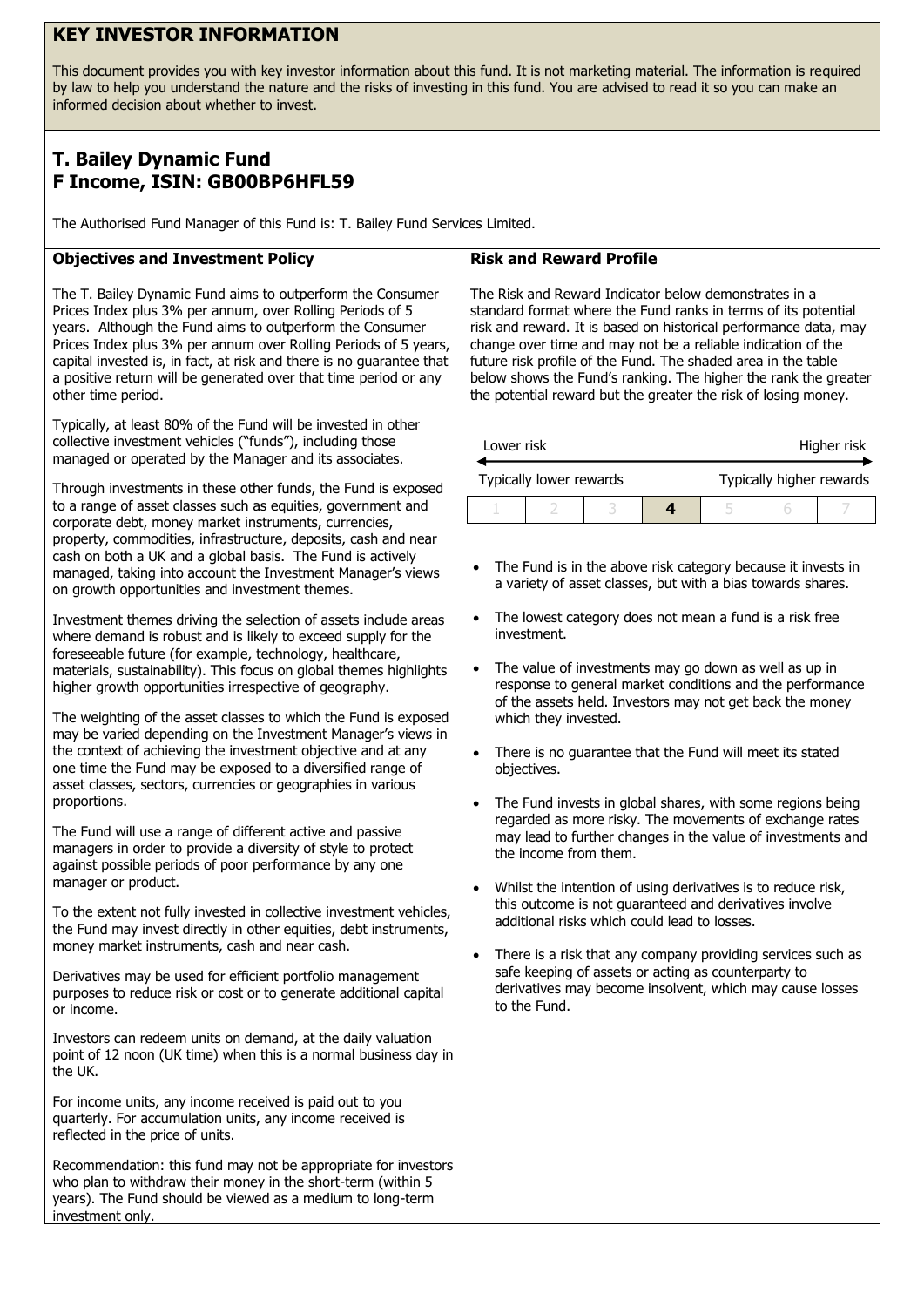# KEY INVESTOR INFORMATION

This document provides you with key investor information about this fund. It is not marketing material. The information is required by law to help you understand the nature and the risks of investing in this fund. You are advised to read it so you can make an informed decision about whether to invest.

## T. Bailey Dynamic Fund
## F Income, ISIN: GB00BP6HFL59

The Authorised Fund Manager of this Fund is: T. Bailey Fund Services Limited.

### Objectives and Investment Policy

The T. Bailey Dynamic Fund aims to outperform the Consumer Prices Index plus 3% per annum, over Rolling Periods of 5 years. Although the Fund aims to outperform the Consumer Prices Index plus 3% per annum over Rolling Periods of 5 years, capital invested is, in fact, at risk and there is no guarantee that a positive return will be generated over that time period or any other time period.

Typically, at least 80% of the Fund will be invested in other collective investment vehicles ("funds"), including those managed or operated by the Manager and its associates.

Through investments in these other funds, the Fund is exposed to a range of asset classes such as equities, government and corporate debt, money market instruments, currencies, property, commodities, infrastructure, deposits, cash and near cash on both a UK and a global basis. The Fund is actively managed, taking into account the Investment Manager's views on growth opportunities and investment themes.

Investment themes driving the selection of assets include areas where demand is robust and is likely to exceed supply for the foreseeable future (for example, technology, healthcare, materials, sustainability). This focus on global themes highlights higher growth opportunities irrespective of geography.

The weighting of the asset classes to which the Fund is exposed may be varied depending on the Investment Manager's views in the context of achieving the investment objective and at any one time the Fund may be exposed to a diversified range of asset classes, sectors, currencies or geographies in various proportions.

The Fund will use a range of different active and passive managers in order to provide a diversity of style to protect against possible periods of poor performance by any one manager or product.

To the extent not fully invested in collective investment vehicles, the Fund may invest directly in other equities, debt instruments, money market instruments, cash and near cash.

Derivatives may be used for efficient portfolio management purposes to reduce risk or cost or to generate additional capital or income.

Investors can redeem units on demand, at the daily valuation point of 12 noon (UK time) when this is a normal business day in the UK.

For income units, any income received is paid out to you quarterly. For accumulation units, any income received is reflected in the price of units.

Recommendation: this fund may not be appropriate for investors who plan to withdraw their money in the short-term (within 5 years). The Fund should be viewed as a medium to long-term investment only.

### Risk and Reward Profile

The Risk and Reward Indicator below demonstrates in a standard format where the Fund ranks in terms of its potential risk and reward. It is based on historical performance data, may change over time and may not be a reliable indication of the future risk profile of the Fund. The shaded area in the table below shows the Fund's ranking. The higher the rank the greater the potential reward but the greater the risk of losing money.

Lower risk — Higher risk

Typically lower rewards — Typically higher rewards

| 1 | 2 | 3 | **4** | 5 | 6 | 7 |
|---|---|---|---|---|---|---|

- The Fund is in the above risk category because it invests in a variety of asset classes, but with a bias towards shares.
- The lowest category does not mean a fund is a risk free investment.
- The value of investments may go down as well as up in response to general market conditions and the performance of the assets held. Investors may not get back the money which they invested.
- There is no guarantee that the Fund will meet its stated objectives.
- The Fund invests in global shares, with some regions being regarded as more risky. The movements of exchange rates may lead to further changes in the value of investments and the income from them.
- Whilst the intention of using derivatives is to reduce risk, this outcome is not guaranteed and derivatives involve additional risks which could lead to losses.
- There is a risk that any company providing services such as safe keeping of assets or acting as counterparty to derivatives may become insolvent, which may cause losses to the Fund.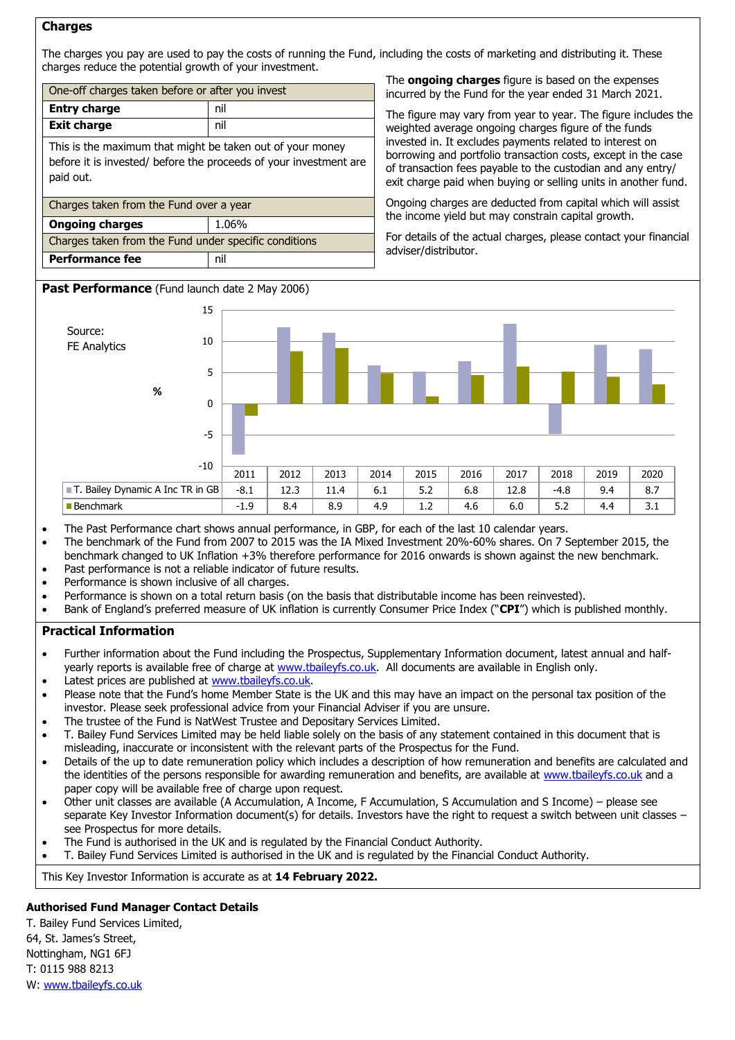## Charges

The charges you pay are used to pay the costs of running the Fund, including the costs of marketing and distributing it. These charges reduce the potential growth of your investment.

| One-off charges taken before or after you invest | |
|---|---|
| **Entry charge** | nil |
| **Exit charge** | nil |
| This is the maximum that might be taken out of your money before it is invested/ before the proceeds of your investment are paid out. | |
| Charges taken from the Fund over a year | |
| **Ongoing charges** | 1.06% |
| Charges taken from the Fund under specific conditions | |
| **Performance fee** | nil |

The **ongoing charges** figure is based on the expenses incurred by the Fund for the year ended 31 March 2021.

The figure may vary from year to year. The figure includes the weighted average ongoing charges figure of the funds invested in. It excludes payments related to interest on borrowing and portfolio transaction costs, except in the case of transaction fees payable to the custodian and any entry/ exit charge paid when buying or selling units in another fund.

Ongoing charges are deducted from capital which will assist the income yield but may constrain capital growth.

For details of the actual charges, please contact your financial adviser/distributor.

## Past Performance (Fund launch date 2 May 2006)

Source: FE Analytics

%

15
10
5
0
-5
-10

| | 2011 | 2012 | 2013 | 2014 | 2015 | 2016 | 2017 | 2018 | 2019 | 2020 |
|---|---|---|---|---|---|---|---|---|---|---|
| T. Bailey Dynamic A Inc TR in GB | -8.1 | 12.3 | 11.4 | 6.1 | 5.2 | 6.8 | 12.8 | -4.8 | 9.4 | 8.7 |
| Benchmark | -1.9 | 8.4 | 8.9 | 4.9 | 1.2 | 4.6 | 6.0 | 5.2 | 4.4 | 3.1 |

- The Past Performance chart shows annual performance, in GBP, for each of the last 10 calendar years.
- The benchmark of the Fund from 2007 to 2015 was the IA Mixed Investment 20%-60% shares. On 7 September 2015, the benchmark changed to UK Inflation +3% therefore performance for 2016 onwards is shown against the new benchmark.
- Past performance is not a reliable indicator of future results.
- Performance is shown inclusive of all charges.
- Performance is shown on a total return basis (on the basis that distributable income has been reinvested).
- Bank of England's preferred measure of UK inflation is currently Consumer Price Index ("**CPI**") which is published monthly.

## Practical Information

- Further information about the Fund including the Prospectus, Supplementary Information document, latest annual and half-yearly reports is available free of charge at www.tbaileyfs.co.uk. All documents are available in English only.
- Latest prices are published at www.tbaileyfs.co.uk.
- Please note that the Fund's home Member State is the UK and this may have an impact on the personal tax position of the investor. Please seek professional advice from your Financial Adviser if you are unsure.
- The trustee of the Fund is NatWest Trustee and Depositary Services Limited.
- T. Bailey Fund Services Limited may be held liable solely on the basis of any statement contained in this document that is misleading, inaccurate or inconsistent with the relevant parts of the Prospectus for the Fund.
- Details of the up to date remuneration policy which includes a description of how remuneration and benefits are calculated and the identities of the persons responsible for awarding remuneration and benefits, are available at www.tbaileyfs.co.uk and a paper copy will be available free of charge upon request.
- Other unit classes are available (A Accumulation, A Income, F Accumulation, S Accumulation and S Income) – please see separate Key Investor Information document(s) for details. Investors have the right to request a switch between unit classes – see Prospectus for more details.
- The Fund is authorised in the UK and is regulated by the Financial Conduct Authority.
- T. Bailey Fund Services Limited is authorised in the UK and is regulated by the Financial Conduct Authority.

This Key Investor Information is accurate as at **14 February 2022.**

**Authorised Fund Manager Contact Details**

T. Bailey Fund Services Limited,
64, St. James's Street,
Nottingham, NG1 6FJ
T: 0115 988 8213
W: www.tbaileyfs.co.uk